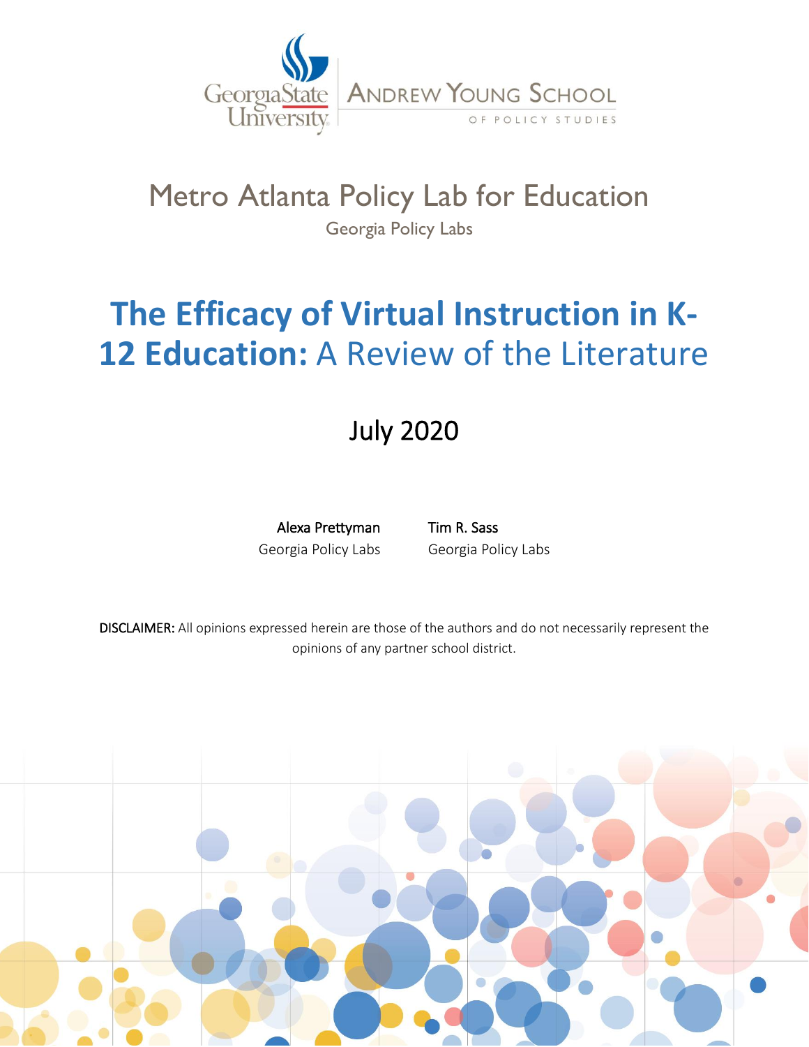Georgia State University | Andrew Young School of Policy Studies

# Metro Atlanta Policy Lab for Education

Georgia Policy Labs

# The Efficacy of Virtual Instruction in K-12 Education: A Review of the Literature

July 2020

**Alexa Prettyman**
Georgia Policy Labs

**Tim R. Sass**
Georgia Policy Labs

**DISCLAIMER:** All opinions expressed herein are those of the authors and do not necessarily represent the opinions of any partner school district.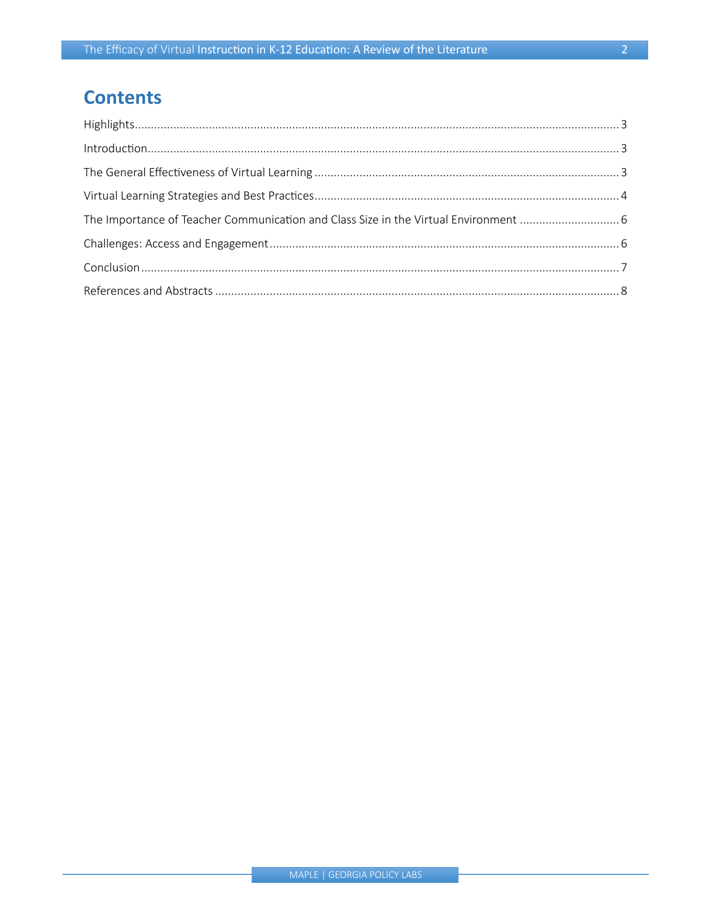# Contents

Highlights.......................................................................................................................................................3

Introduction.....................................................................................................................................................3

The General Effectiveness of Virtual Learning ..............................................................................................3

Virtual Learning Strategies and Best Practices................................................................................................4

The Importance of Teacher Communication and Class Size in the Virtual Environment ................................6

Challenges: Access and Engagement............................................................................................................6

Conclusion......................................................................................................................................................7

References and Abstracts ..............................................................................................................................8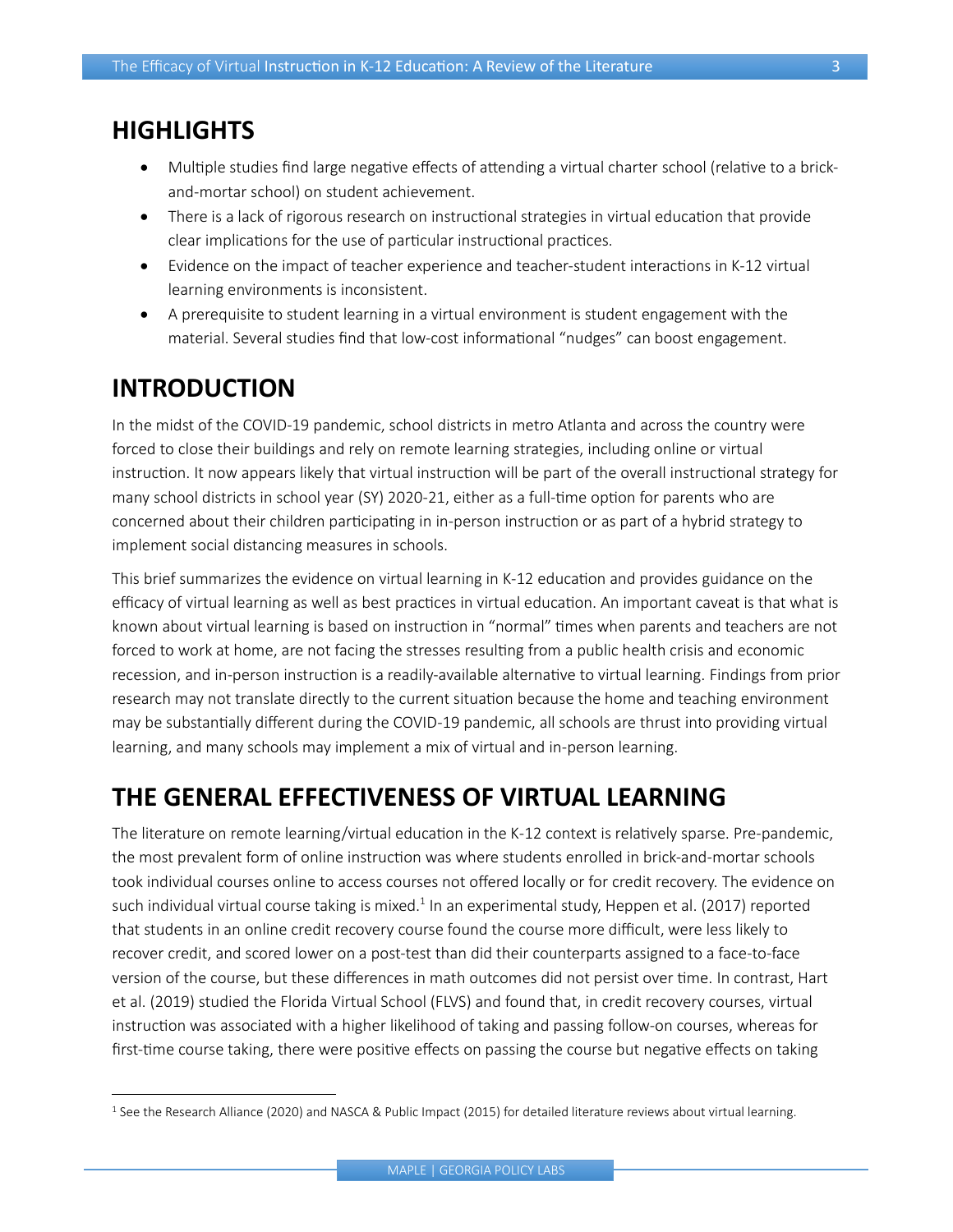## HIGHLIGHTS

- Multiple studies find large negative effects of attending a virtual charter school (relative to a brick-and-mortar school) on student achievement.
- There is a lack of rigorous research on instructional strategies in virtual education that provide clear implications for the use of particular instructional practices.
- Evidence on the impact of teacher experience and teacher-student interactions in K-12 virtual learning environments is inconsistent.
- A prerequisite to student learning in a virtual environment is student engagement with the material. Several studies find that low-cost informational "nudges" can boost engagement.

## INTRODUCTION

In the midst of the COVID-19 pandemic, school districts in metro Atlanta and across the country were forced to close their buildings and rely on remote learning strategies, including online or virtual instruction. It now appears likely that virtual instruction will be part of the overall instructional strategy for many school districts in school year (SY) 2020-21, either as a full-time option for parents who are concerned about their children participating in in-person instruction or as part of a hybrid strategy to implement social distancing measures in schools.

This brief summarizes the evidence on virtual learning in K-12 education and provides guidance on the efficacy of virtual learning as well as best practices in virtual education. An important caveat is that what is known about virtual learning is based on instruction in "normal" times when parents and teachers are not forced to work at home, are not facing the stresses resulting from a public health crisis and economic recession, and in-person instruction is a readily-available alternative to virtual learning. Findings from prior research may not translate directly to the current situation because the home and teaching environment may be substantially different during the COVID-19 pandemic, all schools are thrust into providing virtual learning, and many schools may implement a mix of virtual and in-person learning.

## THE GENERAL EFFECTIVENESS OF VIRTUAL LEARNING

The literature on remote learning/virtual education in the K-12 context is relatively sparse. Pre-pandemic, the most prevalent form of online instruction was where students enrolled in brick-and-mortar schools took individual courses online to access courses not offered locally or for credit recovery. The evidence on such individual virtual course taking is mixed.[1] In an experimental study, Heppen et al. (2017) reported that students in an online credit recovery course found the course more difficult, were less likely to recover credit, and scored lower on a post-test than did their counterparts assigned to a face-to-face version of the course, but these differences in math outcomes did not persist over time. In contrast, Hart et al. (2019) studied the Florida Virtual School (FLVS) and found that, in credit recovery courses, virtual instruction was associated with a higher likelihood of taking and passing follow-on courses, whereas for first-time course taking, there were positive effects on passing the course but negative effects on taking

[1] See the Research Alliance (2020) and NASCA & Public Impact (2015) for detailed literature reviews about virtual learning.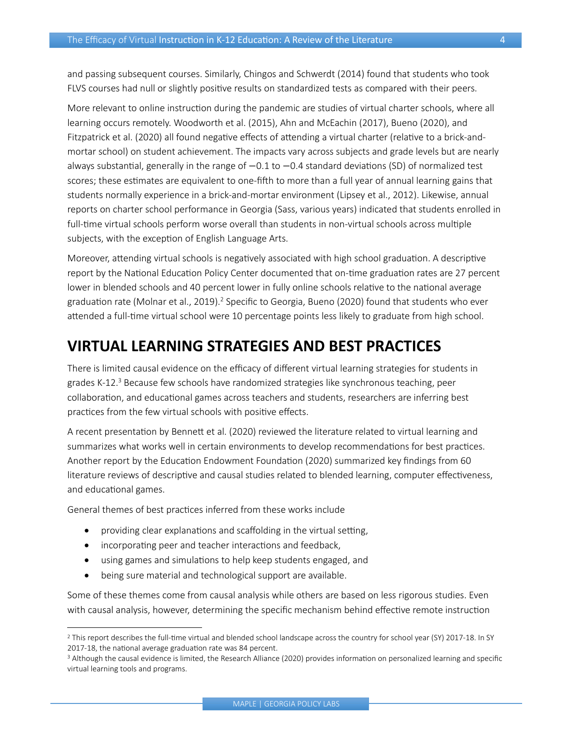and passing subsequent courses. Similarly, Chingos and Schwerdt (2014) found that students who took FLVS courses had null or slightly positive results on standardized tests as compared with their peers.

More relevant to online instruction during the pandemic are studies of virtual charter schools, where all learning occurs remotely. Woodworth et al. (2015), Ahn and McEachin (2017), Bueno (2020), and Fitzpatrick et al. (2020) all found negative effects of attending a virtual charter (relative to a brick-and-mortar school) on student achievement. The impacts vary across subjects and grade levels but are nearly always substantial, generally in the range of −0.1 to −0.4 standard deviations (SD) of normalized test scores; these estimates are equivalent to one-fifth to more than a full year of annual learning gains that students normally experience in a brick-and-mortar environment (Lipsey et al., 2012). Likewise, annual reports on charter school performance in Georgia (Sass, various years) indicated that students enrolled in full-time virtual schools perform worse overall than students in non-virtual schools across multiple subjects, with the exception of English Language Arts.

Moreover, attending virtual schools is negatively associated with high school graduation. A descriptive report by the National Education Policy Center documented that on-time graduation rates are 27 percent lower in blended schools and 40 percent lower in fully online schools relative to the national average graduation rate (Molnar et al., 2019).[2] Specific to Georgia, Bueno (2020) found that students who ever attended a full-time virtual school were 10 percentage points less likely to graduate from high school.

## VIRTUAL LEARNING STRATEGIES AND BEST PRACTICES

There is limited causal evidence on the efficacy of different virtual learning strategies for students in grades K-12.[3] Because few schools have randomized strategies like synchronous teaching, peer collaboration, and educational games across teachers and students, researchers are inferring best practices from the few virtual schools with positive effects.

A recent presentation by Bennett et al. (2020) reviewed the literature related to virtual learning and summarizes what works well in certain environments to develop recommendations for best practices. Another report by the Education Endowment Foundation (2020) summarized key findings from 60 literature reviews of descriptive and causal studies related to blended learning, computer effectiveness, and educational games.

General themes of best practices inferred from these works include

- providing clear explanations and scaffolding in the virtual setting,
- incorporating peer and teacher interactions and feedback,
- using games and simulations to help keep students engaged, and
- being sure material and technological support are available.

Some of these themes come from causal analysis while others are based on less rigorous studies. Even with causal analysis, however, determining the specific mechanism behind effective remote instruction

---

[2] This report describes the full-time virtual and blended school landscape across the country for school year (SY) 2017-18. In SY 2017-18, the national average graduation rate was 84 percent.

[3] Although the causal evidence is limited, the Research Alliance (2020) provides information on personalized learning and specific virtual learning tools and programs.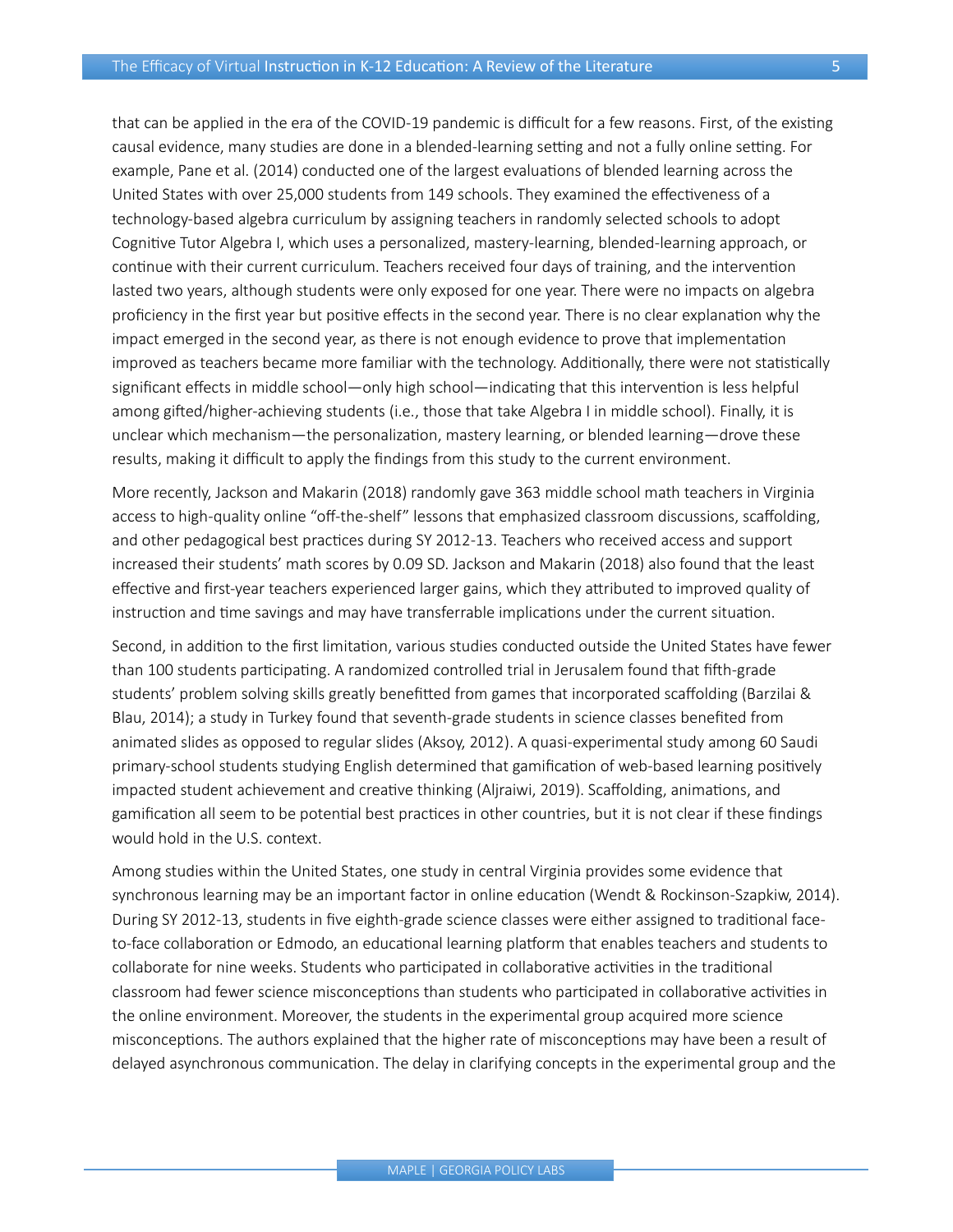that can be applied in the era of the COVID-19 pandemic is difficult for a few reasons. First, of the existing causal evidence, many studies are done in a blended-learning setting and not a fully online setting. For example, Pane et al. (2014) conducted one of the largest evaluations of blended learning across the United States with over 25,000 students from 149 schools. They examined the effectiveness of a technology-based algebra curriculum by assigning teachers in randomly selected schools to adopt Cognitive Tutor Algebra I, which uses a personalized, mastery-learning, blended-learning approach, or continue with their current curriculum. Teachers received four days of training, and the intervention lasted two years, although students were only exposed for one year. There were no impacts on algebra proficiency in the first year but positive effects in the second year. There is no clear explanation why the impact emerged in the second year, as there is not enough evidence to prove that implementation improved as teachers became more familiar with the technology. Additionally, there were not statistically significant effects in middle school—only high school—indicating that this intervention is less helpful among gifted/higher-achieving students (i.e., those that take Algebra I in middle school). Finally, it is unclear which mechanism—the personalization, mastery learning, or blended learning—drove these results, making it difficult to apply the findings from this study to the current environment.

More recently, Jackson and Makarin (2018) randomly gave 363 middle school math teachers in Virginia access to high-quality online "off-the-shelf" lessons that emphasized classroom discussions, scaffolding, and other pedagogical best practices during SY 2012-13. Teachers who received access and support increased their students' math scores by 0.09 SD. Jackson and Makarin (2018) also found that the least effective and first-year teachers experienced larger gains, which they attributed to improved quality of instruction and time savings and may have transferrable implications under the current situation.

Second, in addition to the first limitation, various studies conducted outside the United States have fewer than 100 students participating. A randomized controlled trial in Jerusalem found that fifth-grade students' problem solving skills greatly benefitted from games that incorporated scaffolding (Barzilai & Blau, 2014); a study in Turkey found that seventh-grade students in science classes benefited from animated slides as opposed to regular slides (Aksoy, 2012). A quasi-experimental study among 60 Saudi primary-school students studying English determined that gamification of web-based learning positively impacted student achievement and creative thinking (Aljraiwi, 2019). Scaffolding, animations, and gamification all seem to be potential best practices in other countries, but it is not clear if these findings would hold in the U.S. context.

Among studies within the United States, one study in central Virginia provides some evidence that synchronous learning may be an important factor in online education (Wendt & Rockinson-Szapkiw, 2014). During SY 2012-13, students in five eighth-grade science classes were either assigned to traditional face-to-face collaboration or Edmodo, an educational learning platform that enables teachers and students to collaborate for nine weeks. Students who participated in collaborative activities in the traditional classroom had fewer science misconceptions than students who participated in collaborative activities in the online environment. Moreover, the students in the experimental group acquired more science misconceptions. The authors explained that the higher rate of misconceptions may have been a result of delayed asynchronous communication. The delay in clarifying concepts in the experimental group and the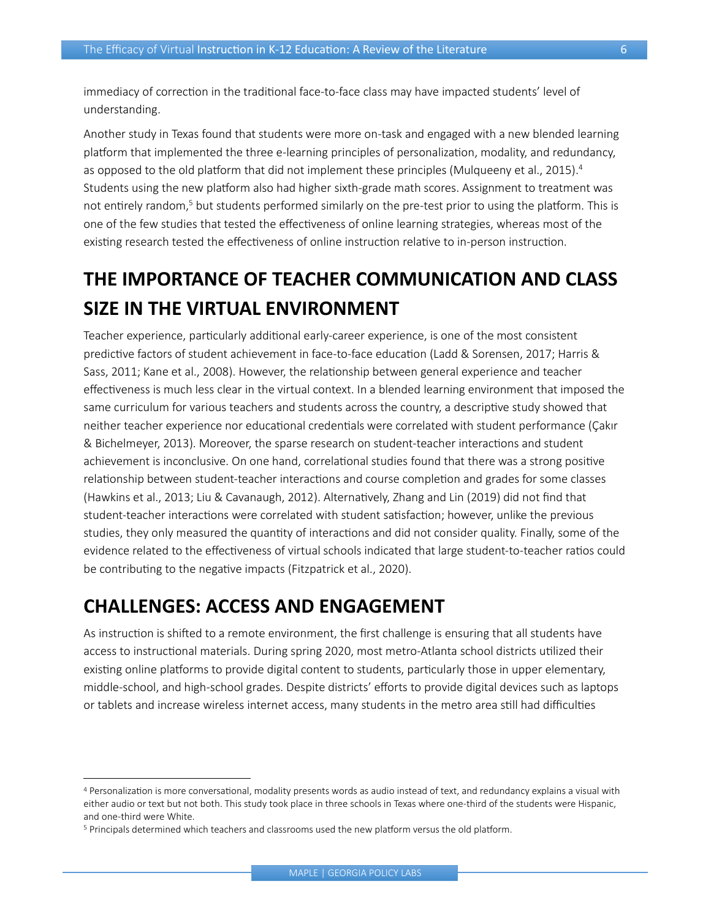immediacy of correction in the traditional face-to-face class may have impacted students' level of understanding.

Another study in Texas found that students were more on-task and engaged with a new blended learning platform that implemented the three e-learning principles of personalization, modality, and redundancy, as opposed to the old platform that did not implement these principles (Mulqueeny et al., 2015).[4] Students using the new platform also had higher sixth-grade math scores. Assignment to treatment was not entirely random,[5] but students performed similarly on the pre-test prior to using the platform. This is one of the few studies that tested the effectiveness of online learning strategies, whereas most of the existing research tested the effectiveness of online instruction relative to in-person instruction.

## THE IMPORTANCE OF TEACHER COMMUNICATION AND CLASS SIZE IN THE VIRTUAL ENVIRONMENT

Teacher experience, particularly additional early-career experience, is one of the most consistent predictive factors of student achievement in face-to-face education (Ladd & Sorensen, 2017; Harris & Sass, 2011; Kane et al., 2008). However, the relationship between general experience and teacher effectiveness is much less clear in the virtual context. In a blended learning environment that imposed the same curriculum for various teachers and students across the country, a descriptive study showed that neither teacher experience nor educational credentials were correlated with student performance (Çakır & Bichelmeyer, 2013). Moreover, the sparse research on student-teacher interactions and student achievement is inconclusive. On one hand, correlational studies found that there was a strong positive relationship between student-teacher interactions and course completion and grades for some classes (Hawkins et al., 2013; Liu & Cavanaugh, 2012). Alternatively, Zhang and Lin (2019) did not find that student-teacher interactions were correlated with student satisfaction; however, unlike the previous studies, they only measured the quantity of interactions and did not consider quality. Finally, some of the evidence related to the effectiveness of virtual schools indicated that large student-to-teacher ratios could be contributing to the negative impacts (Fitzpatrick et al., 2020).

## CHALLENGES: ACCESS AND ENGAGEMENT

As instruction is shifted to a remote environment, the first challenge is ensuring that all students have access to instructional materials. During spring 2020, most metro-Atlanta school districts utilized their existing online platforms to provide digital content to students, particularly those in upper elementary, middle-school, and high-school grades. Despite districts' efforts to provide digital devices such as laptops or tablets and increase wireless internet access, many students in the metro area still had difficulties

---

[4] Personalization is more conversational, modality presents words as audio instead of text, and redundancy explains a visual with either audio or text but not both. This study took place in three schools in Texas where one-third of the students were Hispanic, and one-third were White.

[5] Principals determined which teachers and classrooms used the new platform versus the old platform.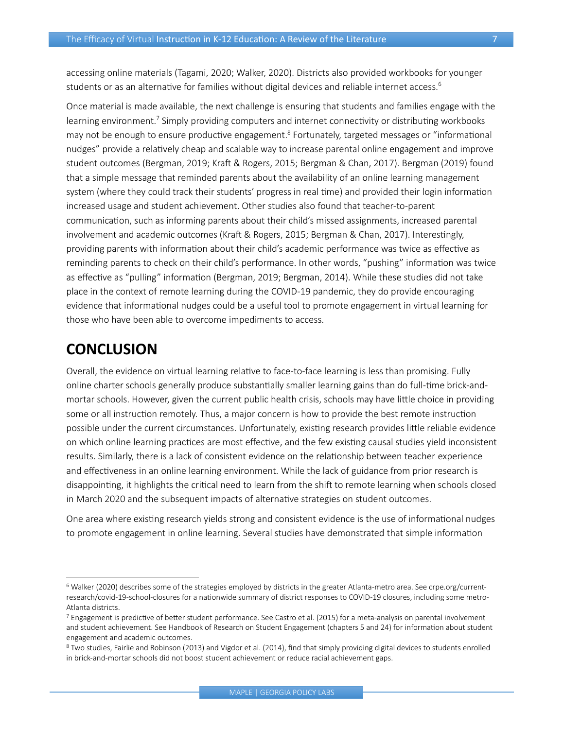accessing online materials (Tagami, 2020; Walker, 2020). Districts also provided workbooks for younger students or as an alternative for families without digital devices and reliable internet access.[6]

Once material is made available, the next challenge is ensuring that students and families engage with the learning environment.[7] Simply providing computers and internet connectivity or distributing workbooks may not be enough to ensure productive engagement.[8] Fortunately, targeted messages or "informational nudges" provide a relatively cheap and scalable way to increase parental online engagement and improve student outcomes (Bergman, 2019; Kraft & Rogers, 2015; Bergman & Chan, 2017). Bergman (2019) found that a simple message that reminded parents about the availability of an online learning management system (where they could track their students' progress in real time) and provided their login information increased usage and student achievement. Other studies also found that teacher-to-parent communication, such as informing parents about their child's missed assignments, increased parental involvement and academic outcomes (Kraft & Rogers, 2015; Bergman & Chan, 2017). Interestingly, providing parents with information about their child's academic performance was twice as effective as reminding parents to check on their child's performance. In other words, "pushing" information was twice as effective as "pulling" information (Bergman, 2019; Bergman, 2014). While these studies did not take place in the context of remote learning during the COVID-19 pandemic, they do provide encouraging evidence that informational nudges could be a useful tool to promote engagement in virtual learning for those who have been able to overcome impediments to access.

# CONCLUSION

Overall, the evidence on virtual learning relative to face-to-face learning is less than promising. Fully online charter schools generally produce substantially smaller learning gains than do full-time brick-and-mortar schools. However, given the current public health crisis, schools may have little choice in providing some or all instruction remotely. Thus, a major concern is how to provide the best remote instruction possible under the current circumstances. Unfortunately, existing research provides little reliable evidence on which online learning practices are most effective, and the few existing causal studies yield inconsistent results. Similarly, there is a lack of consistent evidence on the relationship between teacher experience and effectiveness in an online learning environment. While the lack of guidance from prior research is disappointing, it highlights the critical need to learn from the shift to remote learning when schools closed in March 2020 and the subsequent impacts of alternative strategies on student outcomes.

One area where existing research yields strong and consistent evidence is the use of informational nudges to promote engagement in online learning. Several studies have demonstrated that simple information

[6] Walker (2020) describes some of the strategies employed by districts in the greater Atlanta-metro area. See crpe.org/current-research/covid-19-school-closures for a nationwide summary of district responses to COVID-19 closures, including some metro-Atlanta districts.

[7] Engagement is predictive of better student performance. See Castro et al. (2015) for a meta-analysis on parental involvement and student achievement. See Handbook of Research on Student Engagement (chapters 5 and 24) for information about student engagement and academic outcomes.

[8] Two studies, Fairlie and Robinson (2013) and Vigdor et al. (2014), find that simply providing digital devices to students enrolled in brick-and-mortar schools did not boost student achievement or reduce racial achievement gaps.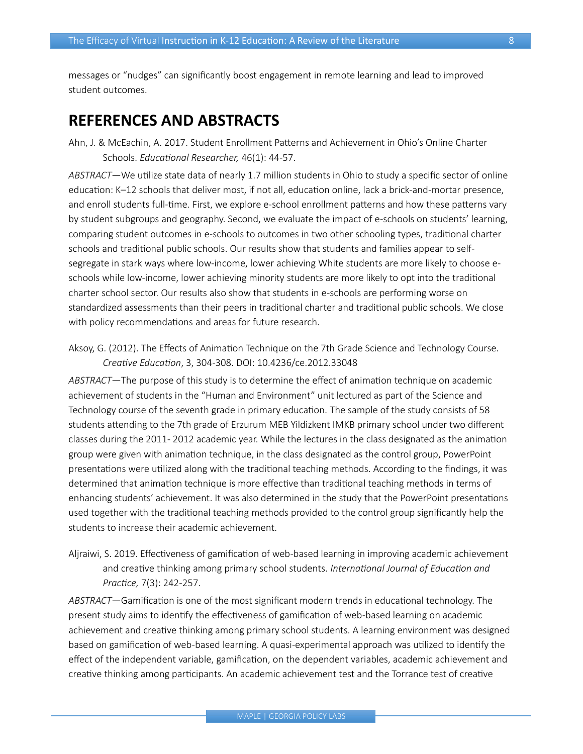messages or “nudges” can significantly boost engagement in remote learning and lead to improved student outcomes.

## REFERENCES AND ABSTRACTS

Ahn, J. & McEachin, A. 2017. Student Enrollment Patterns and Achievement in Ohio’s Online Charter Schools. *Educational Researcher,* 46(1): 44-57.

*ABSTRACT*—We utilize state data of nearly 1.7 million students in Ohio to study a specific sector of online education: K–12 schools that deliver most, if not all, education online, lack a brick-and-mortar presence, and enroll students full-time. First, we explore e-school enrollment patterns and how these patterns vary by student subgroups and geography. Second, we evaluate the impact of e-schools on students’ learning, comparing student outcomes in e-schools to outcomes in two other schooling types, traditional charter schools and traditional public schools. Our results show that students and families appear to self-segregate in stark ways where low-income, lower achieving White students are more likely to choose e-schools while low-income, lower achieving minority students are more likely to opt into the traditional charter school sector. Our results also show that students in e-schools are performing worse on standardized assessments than their peers in traditional charter and traditional public schools. We close with policy recommendations and areas for future research.

Aksoy, G. (2012). The Effects of Animation Technique on the 7th Grade Science and Technology Course. *Creative Education*, 3, 304-308. DOI: 10.4236/ce.2012.33048

*ABSTRACT*—The purpose of this study is to determine the effect of animation technique on academic achievement of students in the “Human and Environment” unit lectured as part of the Science and Technology course of the seventh grade in primary education. The sample of the study consists of 58 students attending to the 7th grade of Erzurum MEB Yildizkent IMKB primary school under two different classes during the 2011- 2012 academic year. While the lectures in the class designated as the animation group were given with animation technique, in the class designated as the control group, PowerPoint presentations were utilized along with the traditional teaching methods. According to the findings, it was determined that animation technique is more effective than traditional teaching methods in terms of enhancing students’ achievement. It was also determined in the study that the PowerPoint presentations used together with the traditional teaching methods provided to the control group significantly help the students to increase their academic achievement.

Aljraiwi, S. 2019. Effectiveness of gamification of web-based learning in improving academic achievement and creative thinking among primary school students. *International Journal of Education and Practice,* 7(3): 242-257.

*ABSTRACT*—Gamification is one of the most significant modern trends in educational technology. The present study aims to identify the effectiveness of gamification of web-based learning on academic achievement and creative thinking among primary school students. A learning environment was designed based on gamification of web-based learning. A quasi-experimental approach was utilized to identify the effect of the independent variable, gamification, on the dependent variables, academic achievement and creative thinking among participants. An academic achievement test and the Torrance test of creative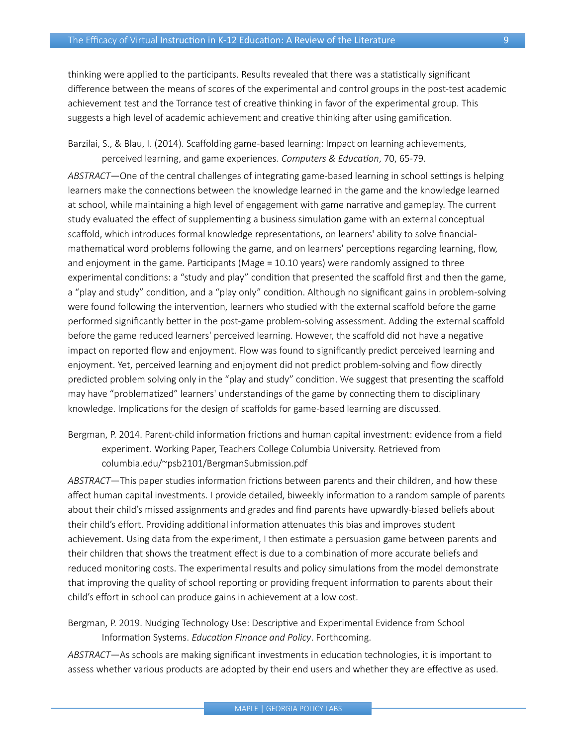thinking were applied to the participants. Results revealed that there was a statistically significant difference between the means of scores of the experimental and control groups in the post-test academic achievement test and the Torrance test of creative thinking in favor of the experimental group. This suggests a high level of academic achievement and creative thinking after using gamification.

Barzilai, S., & Blau, I. (2014). Scaffolding game-based learning: Impact on learning achievements, perceived learning, and game experiences. *Computers & Education*, 70, 65-79.

*ABSTRACT*—One of the central challenges of integrating game-based learning in school settings is helping learners make the connections between the knowledge learned in the game and the knowledge learned at school, while maintaining a high level of engagement with game narrative and gameplay. The current study evaluated the effect of supplementing a business simulation game with an external conceptual scaffold, which introduces formal knowledge representations, on learners' ability to solve financial-mathematical word problems following the game, and on learners' perceptions regarding learning, flow, and enjoyment in the game. Participants (Mage = 10.10 years) were randomly assigned to three experimental conditions: a "study and play" condition that presented the scaffold first and then the game, a "play and study" condition, and a "play only" condition. Although no significant gains in problem-solving were found following the intervention, learners who studied with the external scaffold before the game performed significantly better in the post-game problem-solving assessment. Adding the external scaffold before the game reduced learners' perceived learning. However, the scaffold did not have a negative impact on reported flow and enjoyment. Flow was found to significantly predict perceived learning and enjoyment. Yet, perceived learning and enjoyment did not predict problem-solving and flow directly predicted problem solving only in the "play and study" condition. We suggest that presenting the scaffold may have "problematized" learners' understandings of the game by connecting them to disciplinary knowledge. Implications for the design of scaffolds for game-based learning are discussed.

Bergman, P. 2014. Parent-child information frictions and human capital investment: evidence from a field experiment. Working Paper, Teachers College Columbia University. Retrieved from columbia.edu/~psb2101/BergmanSubmission.pdf

*ABSTRACT*—This paper studies information frictions between parents and their children, and how these affect human capital investments. I provide detailed, biweekly information to a random sample of parents about their child's missed assignments and grades and find parents have upwardly-biased beliefs about their child's effort. Providing additional information attenuates this bias and improves student achievement. Using data from the experiment, I then estimate a persuasion game between parents and their children that shows the treatment effect is due to a combination of more accurate beliefs and reduced monitoring costs. The experimental results and policy simulations from the model demonstrate that improving the quality of school reporting or providing frequent information to parents about their child's effort in school can produce gains in achievement at a low cost.

Bergman, P. 2019. Nudging Technology Use: Descriptive and Experimental Evidence from School Information Systems. *Education Finance and Policy*. Forthcoming.

*ABSTRACT*—As schools are making significant investments in education technologies, it is important to assess whether various products are adopted by their end users and whether they are effective as used.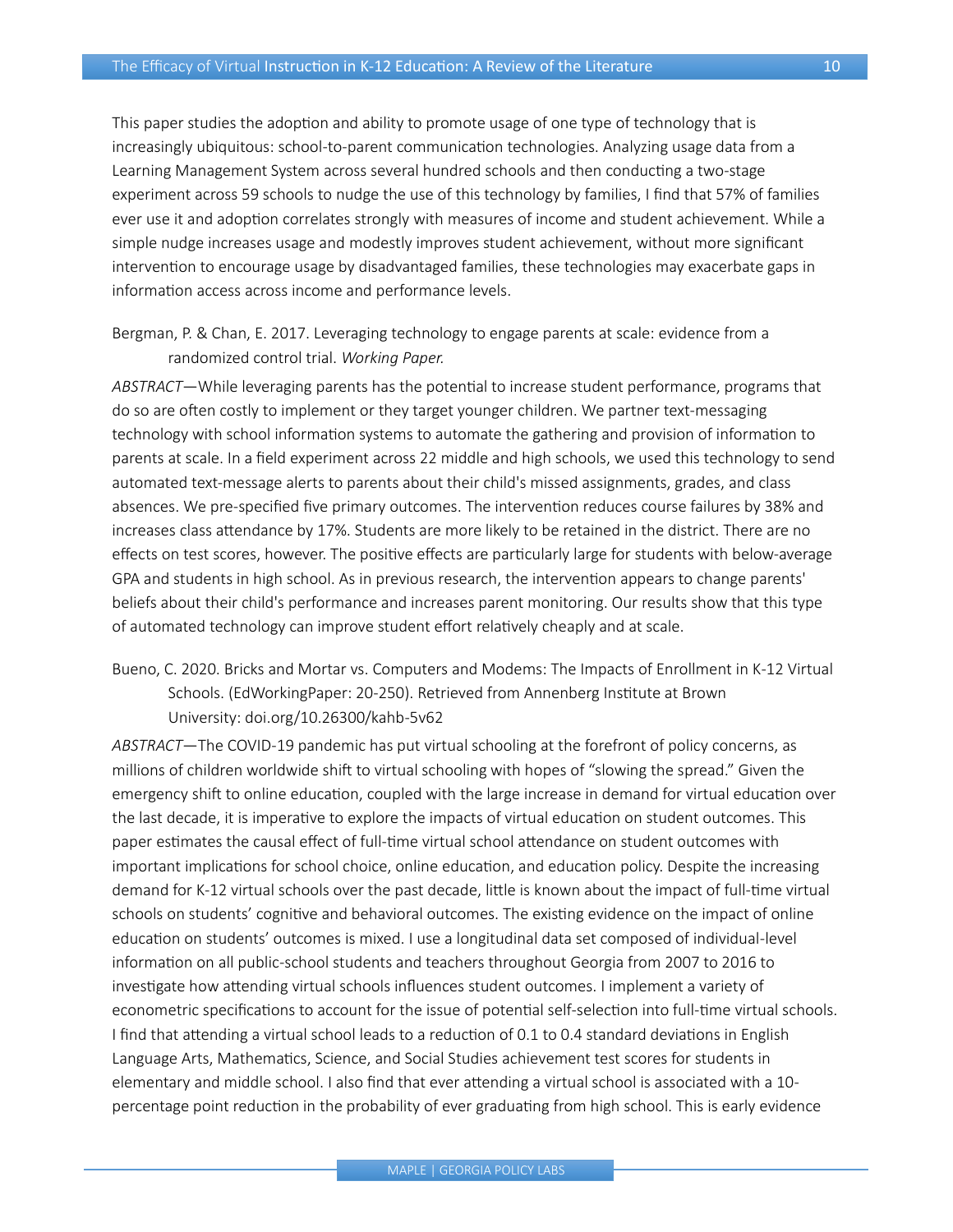This paper studies the adoption and ability to promote usage of one type of technology that is increasingly ubiquitous: school-to-parent communication technologies. Analyzing usage data from a Learning Management System across several hundred schools and then conducting a two-stage experiment across 59 schools to nudge the use of this technology by families, I find that 57% of families ever use it and adoption correlates strongly with measures of income and student achievement. While a simple nudge increases usage and modestly improves student achievement, without more significant intervention to encourage usage by disadvantaged families, these technologies may exacerbate gaps in information access across income and performance levels.

Bergman, P. & Chan, E. 2017. Leveraging technology to engage parents at scale: evidence from a randomized control trial. *Working Paper.*

*ABSTRACT*—While leveraging parents has the potential to increase student performance, programs that do so are often costly to implement or they target younger children. We partner text-messaging technology with school information systems to automate the gathering and provision of information to parents at scale. In a field experiment across 22 middle and high schools, we used this technology to send automated text-message alerts to parents about their child's missed assignments, grades, and class absences. We pre-specified five primary outcomes. The intervention reduces course failures by 38% and increases class attendance by 17%. Students are more likely to be retained in the district. There are no effects on test scores, however. The positive effects are particularly large for students with below-average GPA and students in high school. As in previous research, the intervention appears to change parents' beliefs about their child's performance and increases parent monitoring. Our results show that this type of automated technology can improve student effort relatively cheaply and at scale.

Bueno, C. 2020. Bricks and Mortar vs. Computers and Modems: The Impacts of Enrollment in K-12 Virtual Schools. (EdWorkingPaper: 20-250). Retrieved from Annenberg Institute at Brown University: doi.org/10.26300/kahb-5v62

*ABSTRACT*—The COVID-19 pandemic has put virtual schooling at the forefront of policy concerns, as millions of children worldwide shift to virtual schooling with hopes of "slowing the spread." Given the emergency shift to online education, coupled with the large increase in demand for virtual education over the last decade, it is imperative to explore the impacts of virtual education on student outcomes. This paper estimates the causal effect of full-time virtual school attendance on student outcomes with important implications for school choice, online education, and education policy. Despite the increasing demand for K-12 virtual schools over the past decade, little is known about the impact of full-time virtual schools on students' cognitive and behavioral outcomes. The existing evidence on the impact of online education on students' outcomes is mixed. I use a longitudinal data set composed of individual-level information on all public-school students and teachers throughout Georgia from 2007 to 2016 to investigate how attending virtual schools influences student outcomes. I implement a variety of econometric specifications to account for the issue of potential self-selection into full-time virtual schools. I find that attending a virtual school leads to a reduction of 0.1 to 0.4 standard deviations in English Language Arts, Mathematics, Science, and Social Studies achievement test scores for students in elementary and middle school. I also find that ever attending a virtual school is associated with a 10-percentage point reduction in the probability of ever graduating from high school. This is early evidence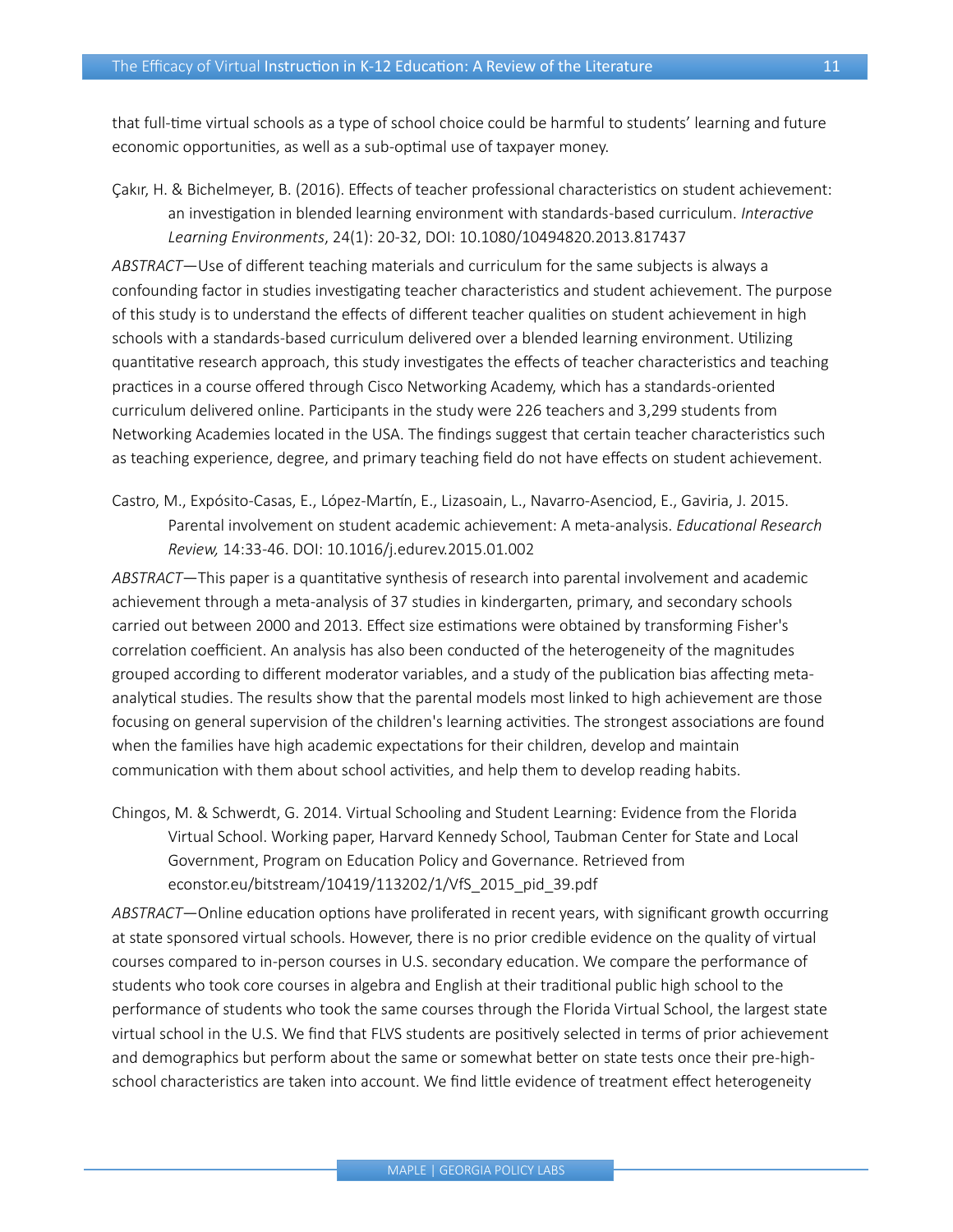that full-time virtual schools as a type of school choice could be harmful to students' learning and future economic opportunities, as well as a sub-optimal use of taxpayer money.

Çakır, H. & Bichelmeyer, B. (2016). Effects of teacher professional characteristics on student achievement: an investigation in blended learning environment with standards-based curriculum. *Interactive Learning Environments*, 24(1): 20-32, DOI: 10.1080/10494820.2013.817437

*ABSTRACT*—Use of different teaching materials and curriculum for the same subjects is always a confounding factor in studies investigating teacher characteristics and student achievement. The purpose of this study is to understand the effects of different teacher qualities on student achievement in high schools with a standards-based curriculum delivered over a blended learning environment. Utilizing quantitative research approach, this study investigates the effects of teacher characteristics and teaching practices in a course offered through Cisco Networking Academy, which has a standards-oriented curriculum delivered online. Participants in the study were 226 teachers and 3,299 students from Networking Academies located in the USA. The findings suggest that certain teacher characteristics such as teaching experience, degree, and primary teaching field do not have effects on student achievement.

Castro, M., Expósito-Casas, E., López-Martín, E., Lizasoain, L., Navarro-Asenciod, E., Gaviria, J. 2015. Parental involvement on student academic achievement: A meta-analysis. *Educational Research Review,* 14:33-46. DOI: 10.1016/j.edurev.2015.01.002

*ABSTRACT*—This paper is a quantitative synthesis of research into parental involvement and academic achievement through a meta-analysis of 37 studies in kindergarten, primary, and secondary schools carried out between 2000 and 2013. Effect size estimations were obtained by transforming Fisher's correlation coefficient. An analysis has also been conducted of the heterogeneity of the magnitudes grouped according to different moderator variables, and a study of the publication bias affecting meta-analytical studies. The results show that the parental models most linked to high achievement are those focusing on general supervision of the children's learning activities. The strongest associations are found when the families have high academic expectations for their children, develop and maintain communication with them about school activities, and help them to develop reading habits.

Chingos, M. & Schwerdt, G. 2014. Virtual Schooling and Student Learning: Evidence from the Florida Virtual School. Working paper, Harvard Kennedy School, Taubman Center for State and Local Government, Program on Education Policy and Governance. Retrieved from econstor.eu/bitstream/10419/113202/1/VfS_2015_pid_39.pdf

*ABSTRACT*—Online education options have proliferated in recent years, with significant growth occurring at state sponsored virtual schools. However, there is no prior credible evidence on the quality of virtual courses compared to in-person courses in U.S. secondary education. We compare the performance of students who took core courses in algebra and English at their traditional public high school to the performance of students who took the same courses through the Florida Virtual School, the largest state virtual school in the U.S. We find that FLVS students are positively selected in terms of prior achievement and demographics but perform about the same or somewhat better on state tests once their pre-high-school characteristics are taken into account. We find little evidence of treatment effect heterogeneity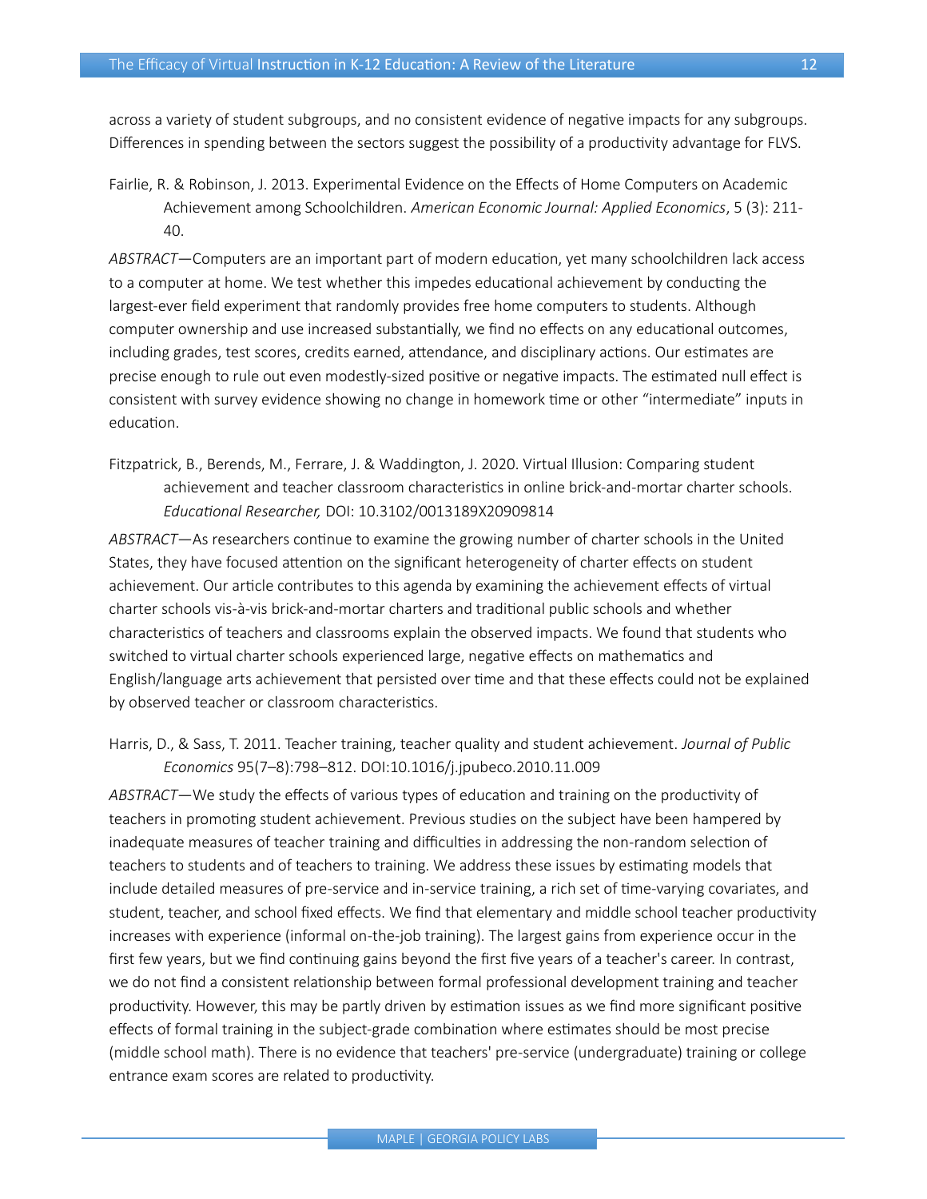across a variety of student subgroups, and no consistent evidence of negative impacts for any subgroups. Differences in spending between the sectors suggest the possibility of a productivity advantage for FLVS.

Fairlie, R. & Robinson, J. 2013. Experimental Evidence on the Effects of Home Computers on Academic Achievement among Schoolchildren. *American Economic Journal: Applied Economics*, 5 (3): 211-40.

*ABSTRACT*—Computers are an important part of modern education, yet many schoolchildren lack access to a computer at home. We test whether this impedes educational achievement by conducting the largest-ever field experiment that randomly provides free home computers to students. Although computer ownership and use increased substantially, we find no effects on any educational outcomes, including grades, test scores, credits earned, attendance, and disciplinary actions. Our estimates are precise enough to rule out even modestly-sized positive or negative impacts. The estimated null effect is consistent with survey evidence showing no change in homework time or other "intermediate" inputs in education.

Fitzpatrick, B., Berends, M., Ferrare, J. & Waddington, J. 2020. Virtual Illusion: Comparing student achievement and teacher classroom characteristics in online brick-and-mortar charter schools. *Educational Researcher,* DOI: 10.3102/0013189X20909814

*ABSTRACT*—As researchers continue to examine the growing number of charter schools in the United States, they have focused attention on the significant heterogeneity of charter effects on student achievement. Our article contributes to this agenda by examining the achievement effects of virtual charter schools vis-à-vis brick-and-mortar charters and traditional public schools and whether characteristics of teachers and classrooms explain the observed impacts. We found that students who switched to virtual charter schools experienced large, negative effects on mathematics and English/language arts achievement that persisted over time and that these effects could not be explained by observed teacher or classroom characteristics.

Harris, D., & Sass, T. 2011. Teacher training, teacher quality and student achievement. *Journal of Public Economics* 95(7–8):798–812. DOI:10.1016/j.jpubeco.2010.11.009

*ABSTRACT*—We study the effects of various types of education and training on the productivity of teachers in promoting student achievement. Previous studies on the subject have been hampered by inadequate measures of teacher training and difficulties in addressing the non-random selection of teachers to students and of teachers to training. We address these issues by estimating models that include detailed measures of pre-service and in-service training, a rich set of time-varying covariates, and student, teacher, and school fixed effects. We find that elementary and middle school teacher productivity increases with experience (informal on-the-job training). The largest gains from experience occur in the first few years, but we find continuing gains beyond the first five years of a teacher's career. In contrast, we do not find a consistent relationship between formal professional development training and teacher productivity. However, this may be partly driven by estimation issues as we find more significant positive effects of formal training in the subject-grade combination where estimates should be most precise (middle school math). There is no evidence that teachers' pre-service (undergraduate) training or college entrance exam scores are related to productivity.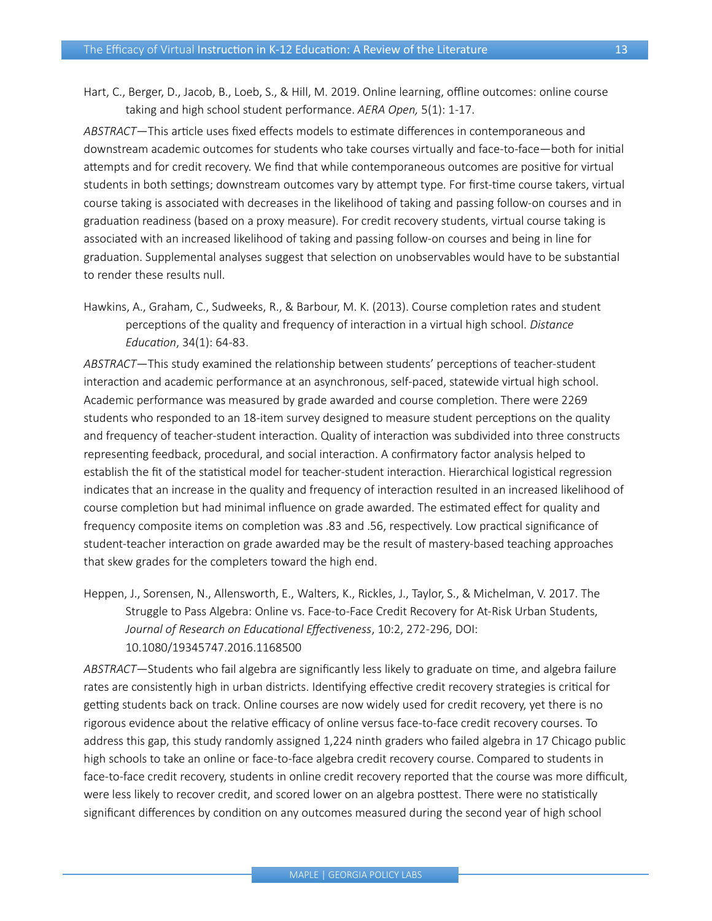Hart, C., Berger, D., Jacob, B., Loeb, S., & Hill, M. 2019. Online learning, offline outcomes: online course taking and high school student performance. *AERA Open,* 5(1): 1-17.

*ABSTRACT*—This article uses fixed effects models to estimate differences in contemporaneous and downstream academic outcomes for students who take courses virtually and face-to-face—both for initial attempts and for credit recovery. We find that while contemporaneous outcomes are positive for virtual students in both settings; downstream outcomes vary by attempt type. For first-time course takers, virtual course taking is associated with decreases in the likelihood of taking and passing follow-on courses and in graduation readiness (based on a proxy measure). For credit recovery students, virtual course taking is associated with an increased likelihood of taking and passing follow-on courses and being in line for graduation. Supplemental analyses suggest that selection on unobservables would have to be substantial to render these results null.

Hawkins, A., Graham, C., Sudweeks, R., & Barbour, M. K. (2013). Course completion rates and student perceptions of the quality and frequency of interaction in a virtual high school. *Distance Education*, 34(1): 64-83.

*ABSTRACT*—This study examined the relationship between students' perceptions of teacher-student interaction and academic performance at an asynchronous, self-paced, statewide virtual high school. Academic performance was measured by grade awarded and course completion. There were 2269 students who responded to an 18-item survey designed to measure student perceptions on the quality and frequency of teacher-student interaction. Quality of interaction was subdivided into three constructs representing feedback, procedural, and social interaction. A confirmatory factor analysis helped to establish the fit of the statistical model for teacher-student interaction. Hierarchical logistical regression indicates that an increase in the quality and frequency of interaction resulted in an increased likelihood of course completion but had minimal influence on grade awarded. The estimated effect for quality and frequency composite items on completion was .83 and .56, respectively. Low practical significance of student-teacher interaction on grade awarded may be the result of mastery-based teaching approaches that skew grades for the completers toward the high end.

Heppen, J., Sorensen, N., Allensworth, E., Walters, K., Rickles, J., Taylor, S., & Michelman, V. 2017. The Struggle to Pass Algebra: Online vs. Face-to-Face Credit Recovery for At-Risk Urban Students, *Journal of Research on Educational Effectiveness*, 10:2, 272-296, DOI: 10.1080/19345747.2016.1168500

*ABSTRACT*—Students who fail algebra are significantly less likely to graduate on time, and algebra failure rates are consistently high in urban districts. Identifying effective credit recovery strategies is critical for getting students back on track. Online courses are now widely used for credit recovery, yet there is no rigorous evidence about the relative efficacy of online versus face-to-face credit recovery courses. To address this gap, this study randomly assigned 1,224 ninth graders who failed algebra in 17 Chicago public high schools to take an online or face-to-face algebra credit recovery course. Compared to students in face-to-face credit recovery, students in online credit recovery reported that the course was more difficult, were less likely to recover credit, and scored lower on an algebra posttest. There were no statistically significant differences by condition on any outcomes measured during the second year of high school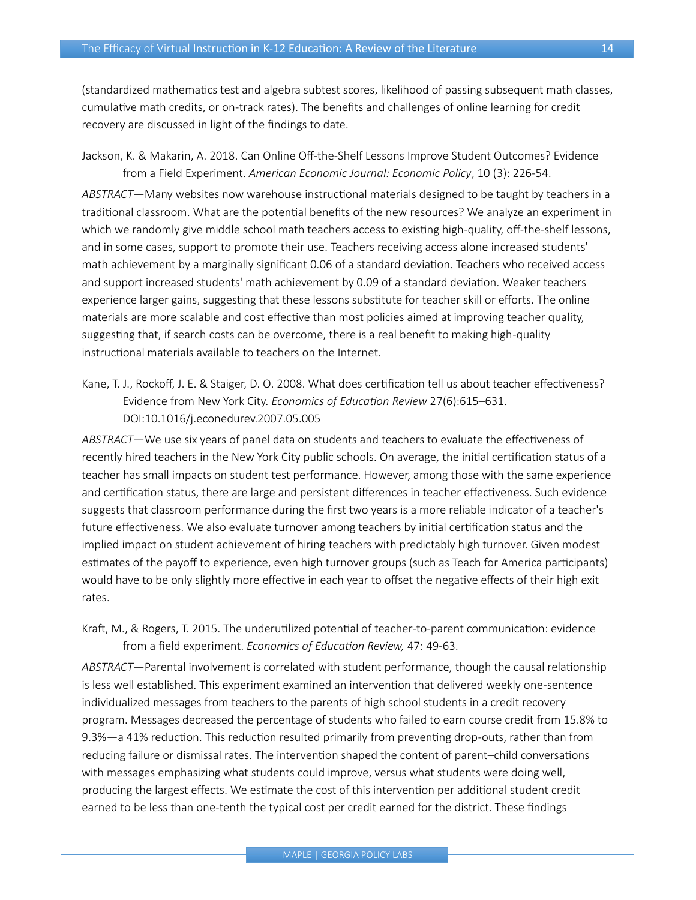(standardized mathematics test and algebra subtest scores, likelihood of passing subsequent math classes, cumulative math credits, or on-track rates). The benefits and challenges of online learning for credit recovery are discussed in light of the findings to date.

Jackson, K. & Makarin, A. 2018. Can Online Off-the-Shelf Lessons Improve Student Outcomes? Evidence from a Field Experiment. *American Economic Journal: Economic Policy*, 10 (3): 226-54.

*ABSTRACT*—Many websites now warehouse instructional materials designed to be taught by teachers in a traditional classroom. What are the potential benefits of the new resources? We analyze an experiment in which we randomly give middle school math teachers access to existing high-quality, off-the-shelf lessons, and in some cases, support to promote their use. Teachers receiving access alone increased students' math achievement by a marginally significant 0.06 of a standard deviation. Teachers who received access and support increased students' math achievement by 0.09 of a standard deviation. Weaker teachers experience larger gains, suggesting that these lessons substitute for teacher skill or efforts. The online materials are more scalable and cost effective than most policies aimed at improving teacher quality, suggesting that, if search costs can be overcome, there is a real benefit to making high-quality instructional materials available to teachers on the Internet.

Kane, T. J., Rockoff, J. E. & Staiger, D. O. 2008. What does certification tell us about teacher effectiveness? Evidence from New York City. *Economics of Education Review* 27(6):615–631. DOI:10.1016/j.econedurev.2007.05.005

*ABSTRACT*—We use six years of panel data on students and teachers to evaluate the effectiveness of recently hired teachers in the New York City public schools. On average, the initial certification status of a teacher has small impacts on student test performance. However, among those with the same experience and certification status, there are large and persistent differences in teacher effectiveness. Such evidence suggests that classroom performance during the first two years is a more reliable indicator of a teacher's future effectiveness. We also evaluate turnover among teachers by initial certification status and the implied impact on student achievement of hiring teachers with predictably high turnover. Given modest estimates of the payoff to experience, even high turnover groups (such as Teach for America participants) would have to be only slightly more effective in each year to offset the negative effects of their high exit rates.

Kraft, M., & Rogers, T. 2015. The underutilized potential of teacher-to-parent communication: evidence from a field experiment. *Economics of Education Review,* 47: 49-63.

*ABSTRACT*—Parental involvement is correlated with student performance, though the causal relationship is less well established. This experiment examined an intervention that delivered weekly one-sentence individualized messages from teachers to the parents of high school students in a credit recovery program. Messages decreased the percentage of students who failed to earn course credit from 15.8% to 9.3%—a 41% reduction. This reduction resulted primarily from preventing drop-outs, rather than from reducing failure or dismissal rates. The intervention shaped the content of parent–child conversations with messages emphasizing what students could improve, versus what students were doing well, producing the largest effects. We estimate the cost of this intervention per additional student credit earned to be less than one-tenth the typical cost per credit earned for the district. These findings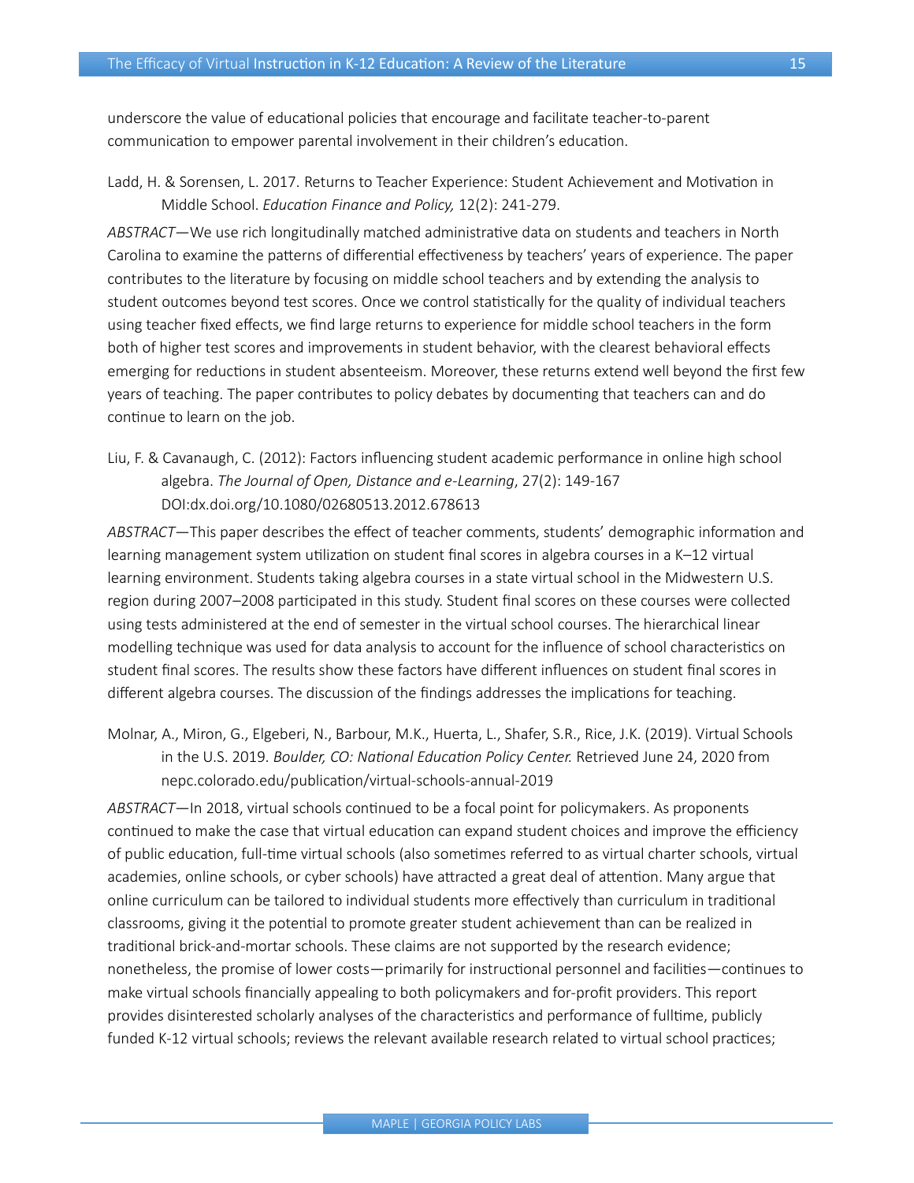underscore the value of educational policies that encourage and facilitate teacher-to-parent communication to empower parental involvement in their children's education.

Ladd, H. & Sorensen, L. 2017. Returns to Teacher Experience: Student Achievement and Motivation in Middle School. *Education Finance and Policy,* 12(2): 241-279.

*ABSTRACT*—We use rich longitudinally matched administrative data on students and teachers in North Carolina to examine the patterns of differential effectiveness by teachers' years of experience. The paper contributes to the literature by focusing on middle school teachers and by extending the analysis to student outcomes beyond test scores. Once we control statistically for the quality of individual teachers using teacher fixed effects, we find large returns to experience for middle school teachers in the form both of higher test scores and improvements in student behavior, with the clearest behavioral effects emerging for reductions in student absenteeism. Moreover, these returns extend well beyond the first few years of teaching. The paper contributes to policy debates by documenting that teachers can and do continue to learn on the job.

Liu, F. & Cavanaugh, C. (2012): Factors influencing student academic performance in online high school algebra. *The Journal of Open, Distance and e-Learning*, 27(2): 149-167 DOI:dx.doi.org/10.1080/02680513.2012.678613

*ABSTRACT*—This paper describes the effect of teacher comments, students' demographic information and learning management system utilization on student final scores in algebra courses in a K–12 virtual learning environment. Students taking algebra courses in a state virtual school in the Midwestern U.S. region during 2007–2008 participated in this study. Student final scores on these courses were collected using tests administered at the end of semester in the virtual school courses. The hierarchical linear modelling technique was used for data analysis to account for the influence of school characteristics on student final scores. The results show these factors have different influences on student final scores in different algebra courses. The discussion of the findings addresses the implications for teaching.

Molnar, A., Miron, G., Elgeberi, N., Barbour, M.K., Huerta, L., Shafer, S.R., Rice, J.K. (2019). Virtual Schools in the U.S. 2019. *Boulder, CO: National Education Policy Center.* Retrieved June 24, 2020 from nepc.colorado.edu/publication/virtual-schools-annual-2019

*ABSTRACT*—In 2018, virtual schools continued to be a focal point for policymakers. As proponents continued to make the case that virtual education can expand student choices and improve the efficiency of public education, full-time virtual schools (also sometimes referred to as virtual charter schools, virtual academies, online schools, or cyber schools) have attracted a great deal of attention. Many argue that online curriculum can be tailored to individual students more effectively than curriculum in traditional classrooms, giving it the potential to promote greater student achievement than can be realized in traditional brick-and-mortar schools. These claims are not supported by the research evidence; nonetheless, the promise of lower costs—primarily for instructional personnel and facilities—continues to make virtual schools financially appealing to both policymakers and for-profit providers. This report provides disinterested scholarly analyses of the characteristics and performance of fulltime, publicly funded K-12 virtual schools; reviews the relevant available research related to virtual school practices;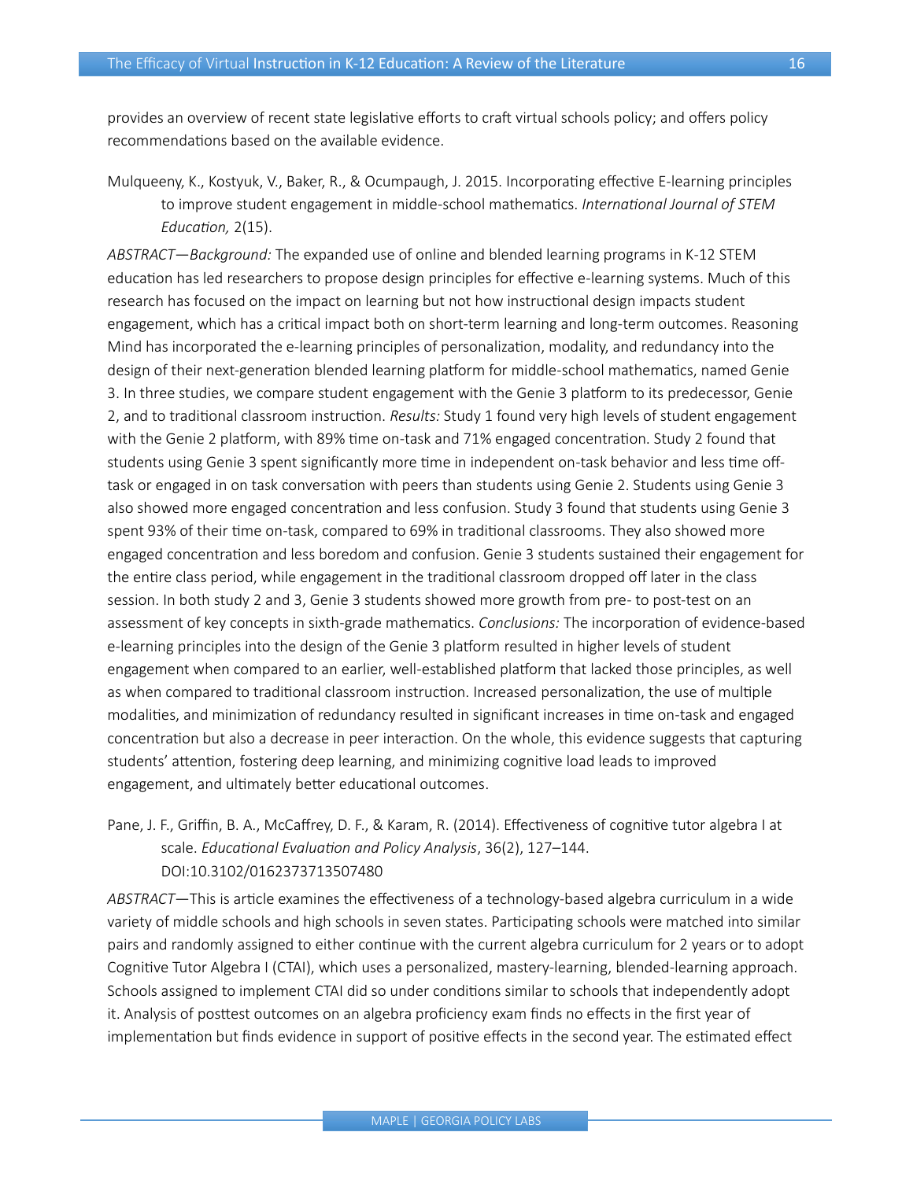provides an overview of recent state legislative efforts to craft virtual schools policy; and offers policy recommendations based on the available evidence.

Mulqueeny, K., Kostyuk, V., Baker, R., & Ocumpaugh, J. 2015. Incorporating effective E-learning principles to improve student engagement in middle-school mathematics. *International Journal of STEM Education,* 2(15).

*ABSTRACT—Background:* The expanded use of online and blended learning programs in K-12 STEM education has led researchers to propose design principles for effective e-learning systems. Much of this research has focused on the impact on learning but not how instructional design impacts student engagement, which has a critical impact both on short-term learning and long-term outcomes. Reasoning Mind has incorporated the e-learning principles of personalization, modality, and redundancy into the design of their next-generation blended learning platform for middle-school mathematics, named Genie 3. In three studies, we compare student engagement with the Genie 3 platform to its predecessor, Genie 2, and to traditional classroom instruction. *Results:* Study 1 found very high levels of student engagement with the Genie 2 platform, with 89% time on-task and 71% engaged concentration. Study 2 found that students using Genie 3 spent significantly more time in independent on-task behavior and less time off-task or engaged in on task conversation with peers than students using Genie 2. Students using Genie 3 also showed more engaged concentration and less confusion. Study 3 found that students using Genie 3 spent 93% of their time on-task, compared to 69% in traditional classrooms. They also showed more engaged concentration and less boredom and confusion. Genie 3 students sustained their engagement for the entire class period, while engagement in the traditional classroom dropped off later in the class session. In both study 2 and 3, Genie 3 students showed more growth from pre- to post-test on an assessment of key concepts in sixth-grade mathematics. *Conclusions:* The incorporation of evidence-based e-learning principles into the design of the Genie 3 platform resulted in higher levels of student engagement when compared to an earlier, well-established platform that lacked those principles, as well as when compared to traditional classroom instruction. Increased personalization, the use of multiple modalities, and minimization of redundancy resulted in significant increases in time on-task and engaged concentration but also a decrease in peer interaction. On the whole, this evidence suggests that capturing students' attention, fostering deep learning, and minimizing cognitive load leads to improved engagement, and ultimately better educational outcomes.

Pane, J. F., Griffin, B. A., McCaffrey, D. F., & Karam, R. (2014). Effectiveness of cognitive tutor algebra I at scale. *Educational Evaluation and Policy Analysis*, 36(2), 127–144. DOI:10.3102/0162373713507480

*ABSTRACT*—This is article examines the effectiveness of a technology-based algebra curriculum in a wide variety of middle schools and high schools in seven states. Participating schools were matched into similar pairs and randomly assigned to either continue with the current algebra curriculum for 2 years or to adopt Cognitive Tutor Algebra I (CTAI), which uses a personalized, mastery-learning, blended-learning approach. Schools assigned to implement CTAI did so under conditions similar to schools that independently adopt it. Analysis of posttest outcomes on an algebra proficiency exam finds no effects in the first year of implementation but finds evidence in support of positive effects in the second year. The estimated effect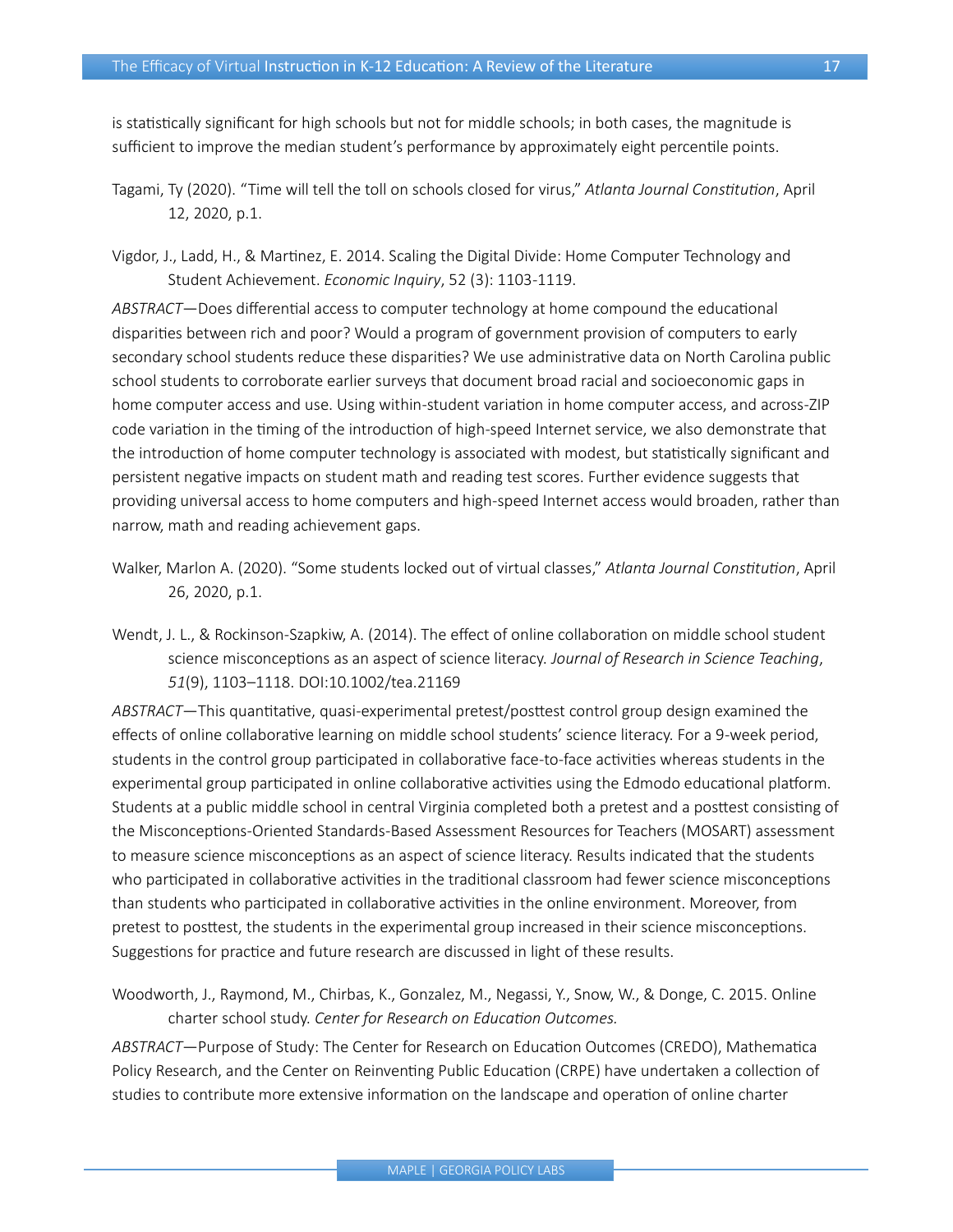is statistically significant for high schools but not for middle schools; in both cases, the magnitude is sufficient to improve the median student's performance by approximately eight percentile points.

Tagami, Ty (2020). "Time will tell the toll on schools closed for virus," *Atlanta Journal Constitution*, April 12, 2020, p.1.

Vigdor, J., Ladd, H., & Martinez, E. 2014. Scaling the Digital Divide: Home Computer Technology and Student Achievement. *Economic Inquiry*, 52 (3): 1103-1119.

*ABSTRACT*—Does differential access to computer technology at home compound the educational disparities between rich and poor? Would a program of government provision of computers to early secondary school students reduce these disparities? We use administrative data on North Carolina public school students to corroborate earlier surveys that document broad racial and socioeconomic gaps in home computer access and use. Using within-student variation in home computer access, and across-ZIP code variation in the timing of the introduction of high-speed Internet service, we also demonstrate that the introduction of home computer technology is associated with modest, but statistically significant and persistent negative impacts on student math and reading test scores. Further evidence suggests that providing universal access to home computers and high-speed Internet access would broaden, rather than narrow, math and reading achievement gaps.

Walker, Marlon A. (2020). "Some students locked out of virtual classes," *Atlanta Journal Constitution*, April 26, 2020, p.1.

Wendt, J. L., & Rockinson-Szapkiw, A. (2014). The effect of online collaboration on middle school student science misconceptions as an aspect of science literacy. *Journal of Research in Science Teaching*, *51*(9), 1103–1118. DOI:10.1002/tea.21169

*ABSTRACT*—This quantitative, quasi-experimental pretest/posttest control group design examined the effects of online collaborative learning on middle school students' science literacy. For a 9-week period, students in the control group participated in collaborative face-to-face activities whereas students in the experimental group participated in online collaborative activities using the Edmodo educational platform. Students at a public middle school in central Virginia completed both a pretest and a posttest consisting of the Misconceptions-Oriented Standards-Based Assessment Resources for Teachers (MOSART) assessment to measure science misconceptions as an aspect of science literacy. Results indicated that the students who participated in collaborative activities in the traditional classroom had fewer science misconceptions than students who participated in collaborative activities in the online environment. Moreover, from pretest to posttest, the students in the experimental group increased in their science misconceptions. Suggestions for practice and future research are discussed in light of these results.

Woodworth, J., Raymond, M., Chirbas, K., Gonzalez, M., Negassi, Y., Snow, W., & Donge, C. 2015. Online charter school study. *Center for Research on Education Outcomes.*

*ABSTRACT*—Purpose of Study: The Center for Research on Education Outcomes (CREDO), Mathematica Policy Research, and the Center on Reinventing Public Education (CRPE) have undertaken a collection of studies to contribute more extensive information on the landscape and operation of online charter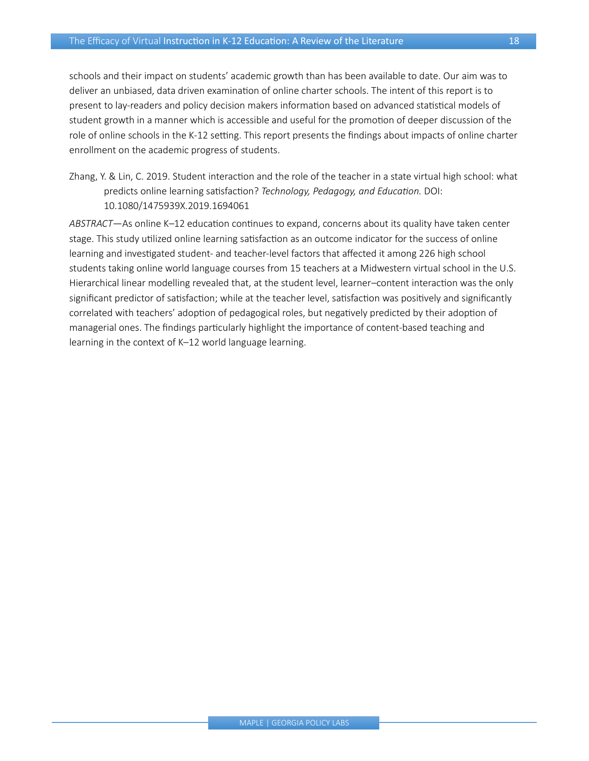schools and their impact on students' academic growth than has been available to date. Our aim was to deliver an unbiased, data driven examination of online charter schools. The intent of this report is to present to lay-readers and policy decision makers information based on advanced statistical models of student growth in a manner which is accessible and useful for the promotion of deeper discussion of the role of online schools in the K-12 setting. This report presents the findings about impacts of online charter enrollment on the academic progress of students.

Zhang, Y. & Lin, C. 2019. Student interaction and the role of the teacher in a state virtual high school: what predicts online learning satisfaction? *Technology, Pedagogy, and Education.* DOI: 10.1080/1475939X.2019.1694061

*ABSTRACT*—As online K–12 education continues to expand, concerns about its quality have taken center stage. This study utilized online learning satisfaction as an outcome indicator for the success of online learning and investigated student- and teacher-level factors that affected it among 226 high school students taking online world language courses from 15 teachers at a Midwestern virtual school in the U.S. Hierarchical linear modelling revealed that, at the student level, learner–content interaction was the only significant predictor of satisfaction; while at the teacher level, satisfaction was positively and significantly correlated with teachers' adoption of pedagogical roles, but negatively predicted by their adoption of managerial ones. The findings particularly highlight the importance of content-based teaching and learning in the context of K–12 world language learning.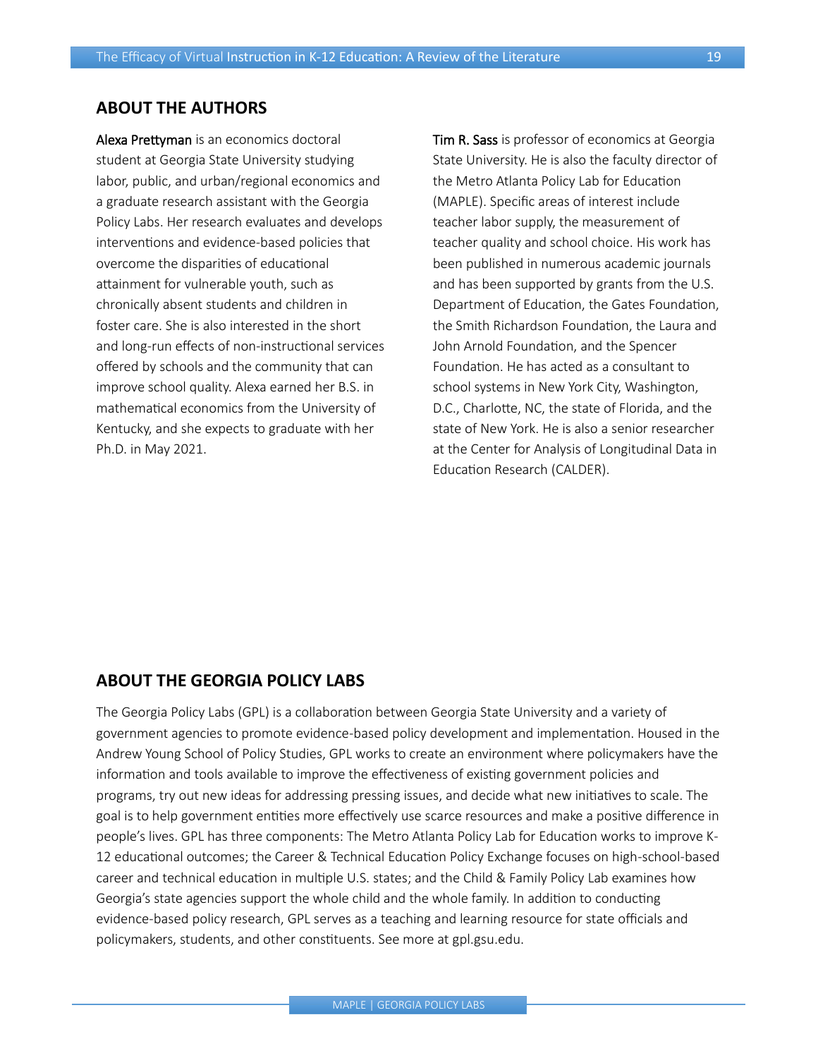## ABOUT THE AUTHORS

**Alexa Prettyman** is an economics doctoral student at Georgia State University studying labor, public, and urban/regional economics and a graduate research assistant with the Georgia Policy Labs. Her research evaluates and develops interventions and evidence-based policies that overcome the disparities of educational attainment for vulnerable youth, such as chronically absent students and children in foster care. She is also interested in the short and long-run effects of non-instructional services offered by schools and the community that can improve school quality. Alexa earned her B.S. in mathematical economics from the University of Kentucky, and she expects to graduate with her Ph.D. in May 2021.

**Tim R. Sass** is professor of economics at Georgia State University. He is also the faculty director of the Metro Atlanta Policy Lab for Education (MAPLE). Specific areas of interest include teacher labor supply, the measurement of teacher quality and school choice. His work has been published in numerous academic journals and has been supported by grants from the U.S. Department of Education, the Gates Foundation, the Smith Richardson Foundation, the Laura and John Arnold Foundation, and the Spencer Foundation. He has acted as a consultant to school systems in New York City, Washington, D.C., Charlotte, NC, the state of Florida, and the state of New York. He is also a senior researcher at the Center for Analysis of Longitudinal Data in Education Research (CALDER).

## ABOUT THE GEORGIA POLICY LABS

The Georgia Policy Labs (GPL) is a collaboration between Georgia State University and a variety of government agencies to promote evidence-based policy development and implementation. Housed in the Andrew Young School of Policy Studies, GPL works to create an environment where policymakers have the information and tools available to improve the effectiveness of existing government policies and programs, try out new ideas for addressing pressing issues, and decide what new initiatives to scale. The goal is to help government entities more effectively use scarce resources and make a positive difference in people's lives. GPL has three components: The Metro Atlanta Policy Lab for Education works to improve K-12 educational outcomes; the Career & Technical Education Policy Exchange focuses on high-school-based career and technical education in multiple U.S. states; and the Child & Family Policy Lab examines how Georgia's state agencies support the whole child and the whole family. In addition to conducting evidence-based policy research, GPL serves as a teaching and learning resource for state officials and policymakers, students, and other constituents. See more at gpl.gsu.edu.